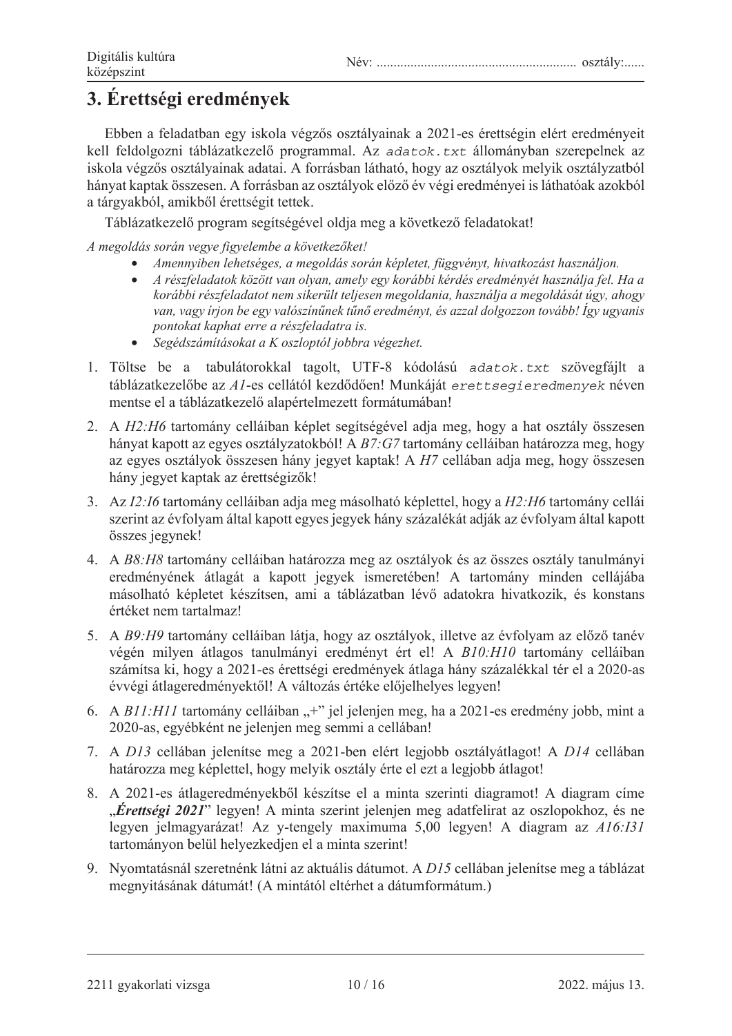# 3. Érettségi eredmények

Ebben a feladatban egy iskola végzős osztályainak a 2021-es érettségin elért eredményeit kell feldolgozni táblázatkezelő programmal. Az `adatok.txt` állományban szerepelnek az iskola végzős osztályainak adatai. A forrásban látható, hogy az osztályok melyik osztályzatból hányat kaptak összesen. A forrásban az osztályok előző év végi eredményei is láthatóak azokból a tárgyakból, amikből érettségit tettek.

Táblázatkezelő program segítségével oldja meg a következő feladatokat!

*A megoldás során vegye figyelembe a következőket!*

- *Amennyiben lehetséges, a megoldás során képletet, függvényt, hivatkozást használjon.*
- *A részfeladatok között van olyan, amely egy korábbi kérdés eredményét használja fel. Ha a korábbi részfeladatot nem sikerült teljesen megoldania, használja a megoldását úgy, ahogy van, vagy írjon be egy valószínűnek tűnő eredményt, és azzal dolgozzon tovább! Így ugyanis pontokat kaphat erre a részfeladatra is.*
- *Segédszámításokat a K oszloptól jobbra végezhet.*

1. Töltse be a tabulátorokkal tagolt, UTF-8 kódolású `adatok.txt` szövegfájlt a táblázatkezelőbe az *A1*-es cellától kezdődően! Munkáját `erettsegieredmenyek` néven mentse el a táblázatkezelő alapértelmezett formátumában!
2. A *H2:H6* tartomány celláiban képlet segítségével adja meg, hogy a hat osztály összesen hányat kapott az egyes osztályzatokból! A *B7:G7* tartomány celláiban határozza meg, hogy az egyes osztályok összesen hány jegyet kaptak! A *H7* cellában adja meg, hogy összesen hány jegyet kaptak az érettségizők!
3. Az *I2:I6* tartomány celláiban adja meg másolható képlettel, hogy a *H2:H6* tartomány cellái szerint az évfolyam által kapott egyes jegyek hány százalékát adják az évfolyam által kapott összes jegynek!
4. A *B8:H8* tartomány celláiban határozza meg az osztályok és az összes osztály tanulmányi eredményének átlagát a kapott jegyek ismeretében! A tartomány minden cellájába másolható képletet készítsen, ami a táblázatban lévő adatokra hivatkozik, és konstans értéket nem tartalmaz!
5. A *B9:H9* tartomány celláiban látja, hogy az osztályok, illetve az évfolyam az előző tanév végén milyen átlagos tanulmányi eredményt ért el! A *B10:H10* tartomány celláiban számítsa ki, hogy a 2021-es érettségi eredmények átlaga hány százalékkal tér el a 2020-as évvégi átlageredményektől! A változás értéke előjelhelyes legyen!
6. A *B11:H11* tartomány celláiban „+” jel jelenjen meg, ha a 2021-es eredmény jobb, mint a 2020-as, egyébként ne jelenjen meg semmi a cellában!
7. A *D13* cellában jelenítse meg a 2021-ben elért legjobb osztályátlagot! A *D14* cellában határozza meg képlettel, hogy melyik osztály érte el ezt a legjobb átlagot!
8. A 2021-es átlageredményekből készítse el a minta szerinti diagramot! A diagram címe „***Érettségi 2021***” legyen! A minta szerint jelenjen meg adatfelirat az oszlopokhoz, és ne legyen jelmagyarázat! Az y-tengely maximuma 5,00 legyen! A diagram az *A16:I31* tartományon belül helyezkedjen el a minta szerint!
9. Nyomtatásnál szeretnénk látni az aktuális dátumot. A *D15* cellában jelenítse meg a táblázat megnyitásának dátumát! (A mintától eltérhet a dátumformátum.)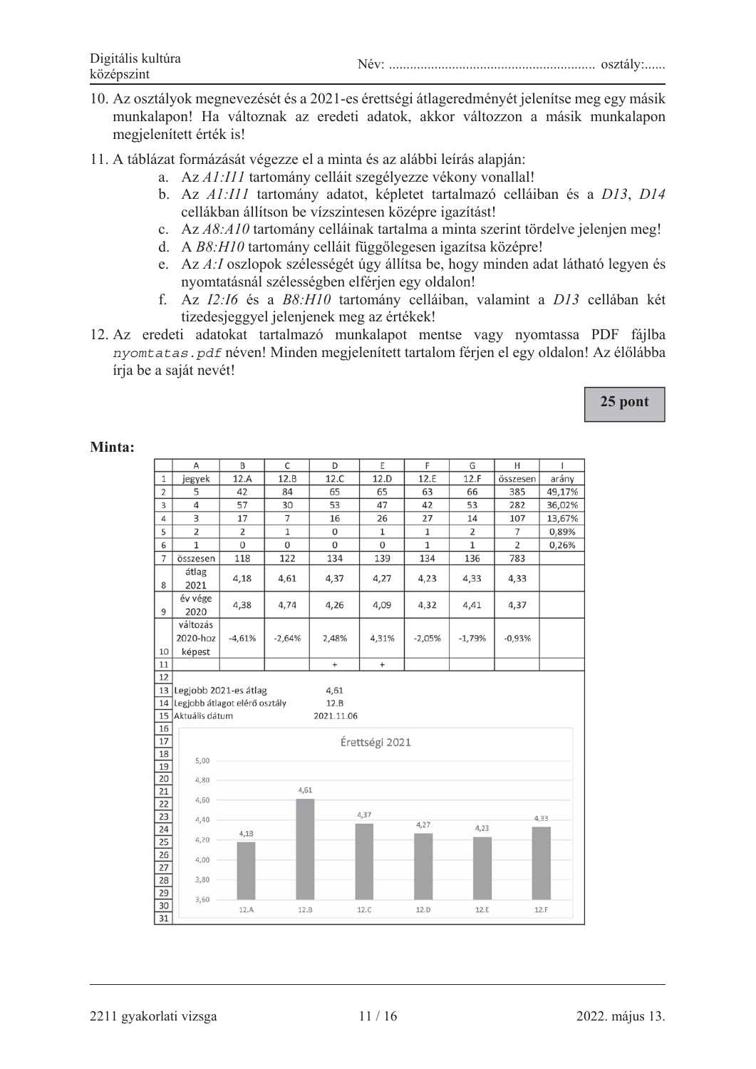10. Az osztályok megnevezését és a 2021-es érettségi átlageredményét jelenítse meg egy másik munkalapon! Ha változnak az eredeti adatok, akkor változzon a másik munkalapon megjelenített érték is!

11. A táblázat formázását végezze el a minta és az alábbi leírás alapján:
    a. Az *A1:I11* tartomány celláit szegélyezze vékony vonallal!
    b. Az *A1:I11* tartomány adatot, képletet tartalmazó celláiban és a *D13*, *D14* cellákban állítson be vízszintesen középre igazítást!
    c. Az *A8:A10* tartomány celláinak tartalma a minta szerint tördelve jelenjen meg!
    d. A *B8:H10* tartomány celláit függőlegesen igazítsa középre!
    e. Az *A:I* oszlopok szélességét úgy állítsa be, hogy minden adat látható legyen és nyomtatásnál szélességben elférjen egy oldalon!
    f. Az *I2:I6* és a *B8:H10* tartomány celláiban, valamint a *D13* cellában két tizedesjeggyel jelenjenek meg az értékek!

12. Az eredeti adatokat tartalmazó munkalapot mentse vagy nyomtassa PDF fájlba `nyomtatas.pdf` néven! Minden megjelenített tartalom férjen el egy oldalon! Az élőlábba írja be a saját nevét!

**25 pont**

**Minta:**

| | A | B | C | D | E | F | G | H | I |
|---|---|---|---|---|---|---|---|---|---|
| 1 | jegyek | 12.A | 12.B | 12.C | 12.D | 12.E | 12.F | összesen | arány |
| 2 | 5 | 42 | 84 | 65 | 65 | 63 | 66 | 385 | 49,17% |
| 3 | 4 | 57 | 30 | 53 | 47 | 42 | 53 | 282 | 36,02% |
| 4 | 3 | 17 | 7 | 16 | 26 | 27 | 14 | 107 | 13,67% |
| 5 | 2 | 2 | 1 | 0 | 1 | 1 | 2 | 7 | 0,89% |
| 6 | 1 | 0 | 0 | 0 | 0 | 1 | 1 | 2 | 0,26% |
| 7 | összesen | 118 | 122 | 134 | 139 | 134 | 136 | 783 | |
| 8 | átlag 2021 | 4,18 | 4,61 | 4,37 | 4,27 | 4,23 | 4,33 | 4,33 | |
| 9 | év vége 2020 | 4,38 | 4,74 | 4,26 | 4,09 | 4,32 | 4,41 | 4,37 | |
| 10 | változás 2020-hoz képest | -4,61% | -2,64% | 2,48% | 4,31% | -2,05% | -1,79% | -0,93% | |
| 11 | | | | + | + | | | | |
| 12 | | | | | | | | | |
| 13 | Legjobb 2021-es átlag | | | 4,61 | | | | | |
| 14 | Legjobb átlagot elérő osztály | | | 12.B | | | | | |
| 15 | Aktuális dátum | | | 2021.11.06 | | | | | |

Érettségi 2021

5,00
4,80
4,60
4,40
4,20
4,00
3,80
3,60

4,18
4,61
4,37
4,27
4,23
4,33

12.A
12.B
12.C
12.D
12.E
12.F